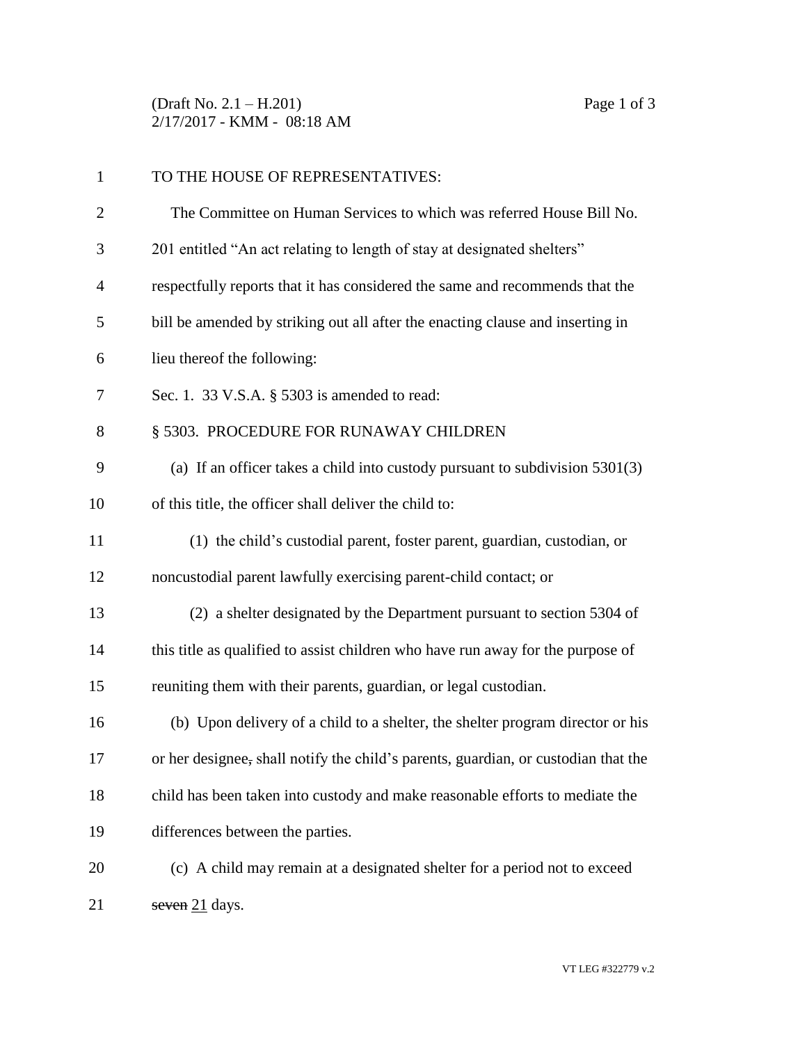TO THE HOUSE OF REPRESENTATIVES:

The Committee on Human Services to which was referred House Bill No. 201 entitled "An act relating to length of stay at designated shelters" respectfully reports that it has considered the same and recommends that the bill be amended by striking out all after the enacting clause and inserting in lieu thereof the following:

Sec. 1. 33 V.S.A. § 5303 is amended to read:

§ 5303. PROCEDURE FOR RUNAWAY CHILDREN

(a) If an officer takes a child into custody pursuant to subdivision 5301(3) of this title, the officer shall deliver the child to:

(1) the child's custodial parent, foster parent, guardian, custodian, or noncustodial parent lawfully exercising parent-child contact; or

(2) a shelter designated by the Department pursuant to section 5304 of this title as qualified to assist children who have run away for the purpose of reuniting them with their parents, guardian, or legal custodian.

(b) Upon delivery of a child to a shelter, the shelter program director or his or her designee~~,~~ shall notify the child's parents, guardian, or custodian that the child has been taken into custody and make reasonable efforts to mediate the differences between the parties.

(c) A child may remain at a designated shelter for a period not to exceed ~~seven~~ <u>21</u> days.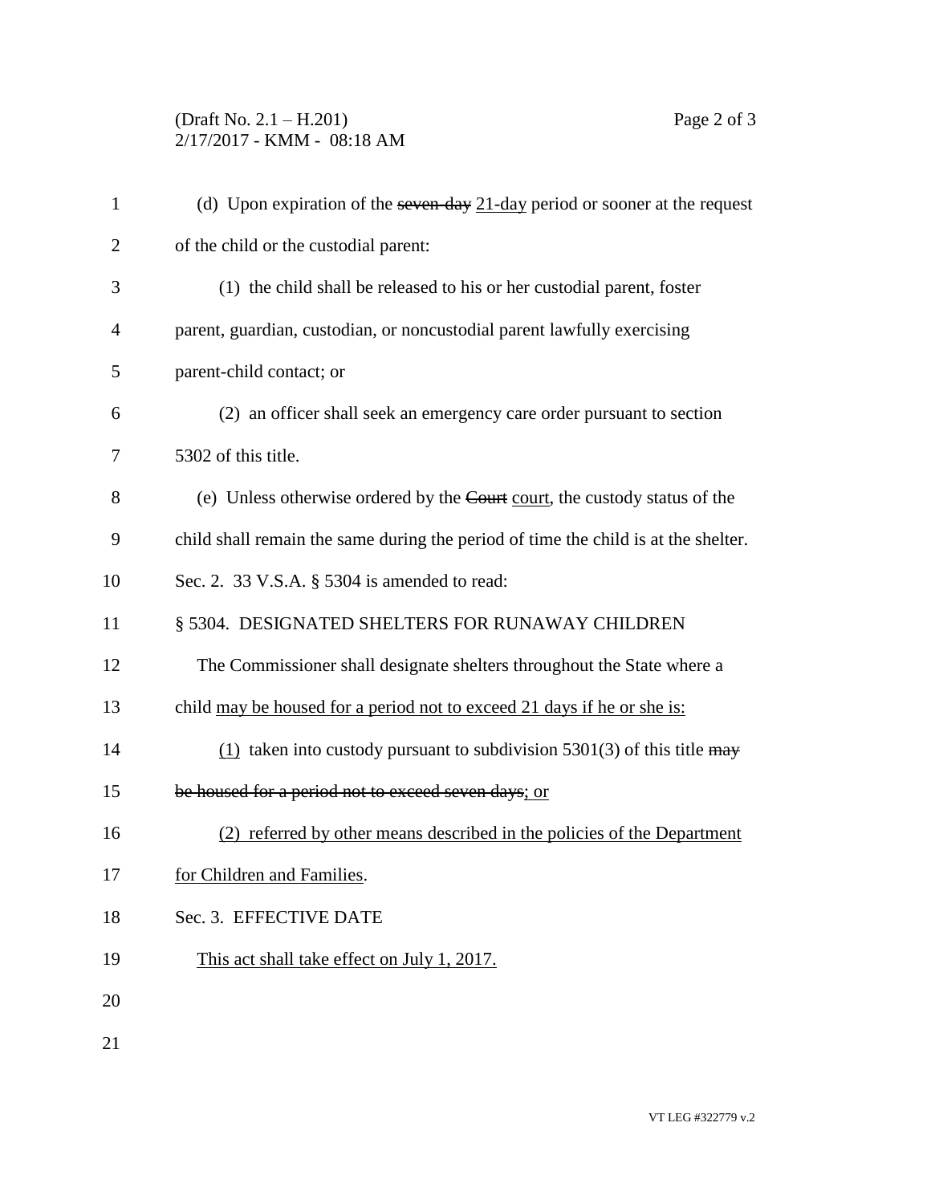(d) Upon expiration of the ~~seven-day~~ 21-day period or sooner at the request of the child or the custodial parent:

(1) the child shall be released to his or her custodial parent, foster parent, guardian, custodian, or noncustodial parent lawfully exercising parent-child contact; or

(2) an officer shall seek an emergency care order pursuant to section 5302 of this title.

(e) Unless otherwise ordered by the ~~Court~~ court, the custody status of the child shall remain the same during the period of time the child is at the shelter.

Sec. 2. 33 V.S.A. § 5304 is amended to read:

§ 5304. DESIGNATED SHELTERS FOR RUNAWAY CHILDREN

The Commissioner shall designate shelters throughout the State where a child may be housed for a period not to exceed 21 days if he or she is:

(1) taken into custody pursuant to subdivision 5301(3) of this title ~~may be housed for a period not to exceed seven days~~; or

(2) referred by other means described in the policies of the Department for Children and Families.

Sec. 3. EFFECTIVE DATE

This act shall take effect on July 1, 2017.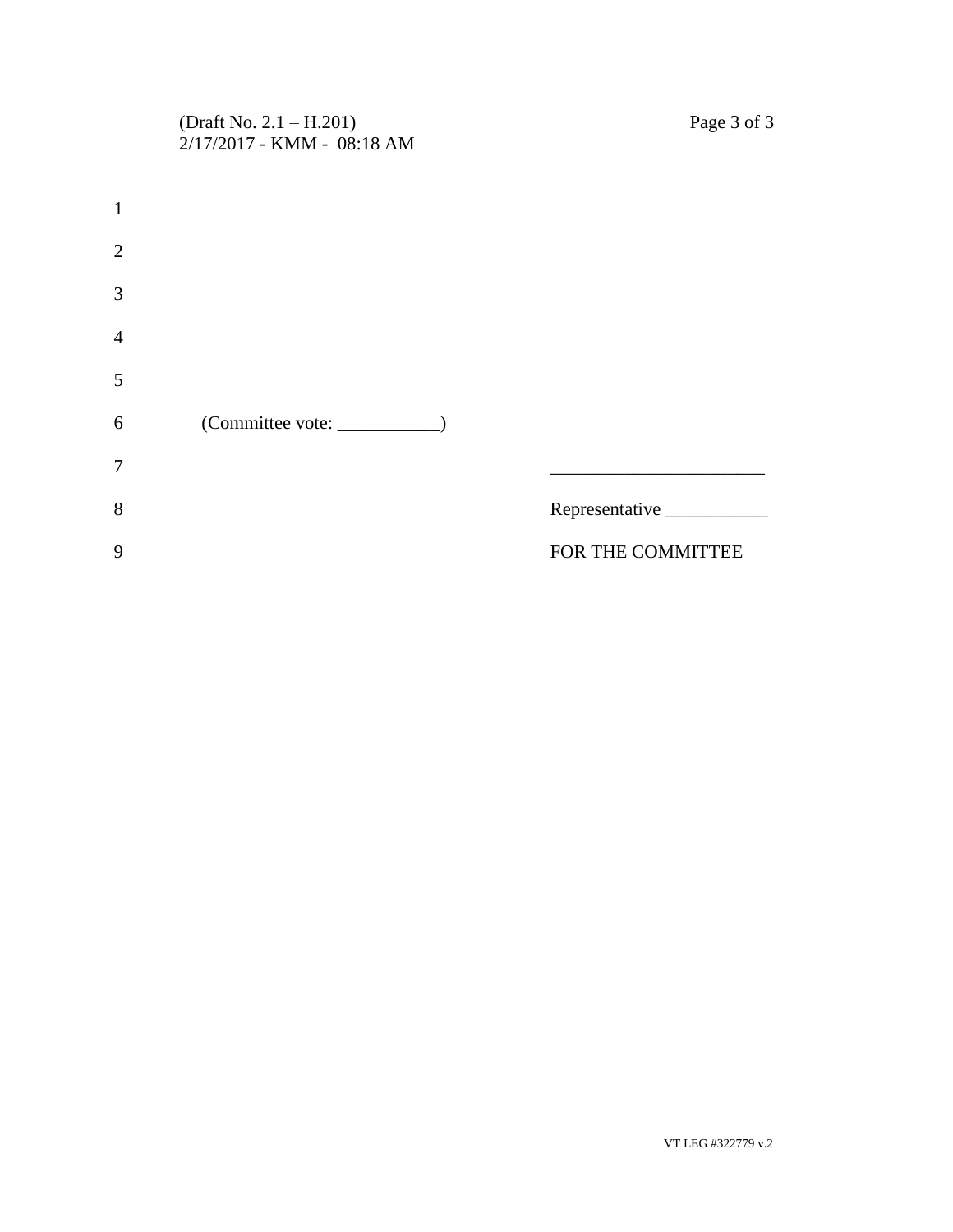(Committee vote: ___________)

_______________________

Representative ___________

FOR THE COMMITTEE

VT LEG #322779 v.2